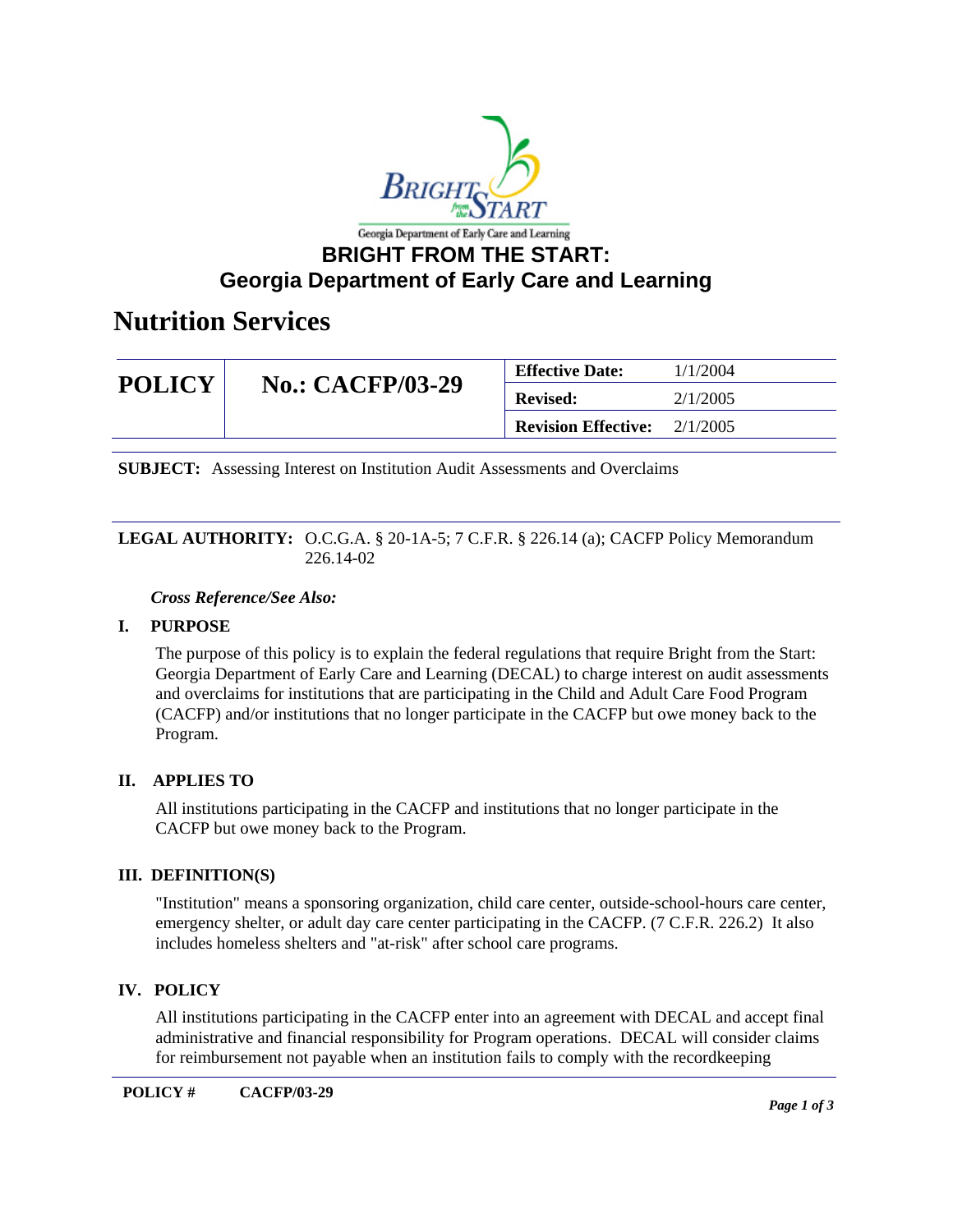Georgia Department of Early Care and Learning

# BRIGHT FROM THE START: Georgia Department of Early Care and Learning

## Nutrition Services

| POLICY | No.: CACFP/03-29 | Effective Date: | 1/1/2004 |
|---|---|---|---|
| | | Revised: | 2/1/2005 |
| | | Revision Effective: | 2/1/2005 |

**SUBJECT:** Assessing Interest on Institution Audit Assessments and Overclaims

**LEGAL AUTHORITY:** O.C.G.A. § 20-1A-5; 7 C.F.R. § 226.14 (a); CACFP Policy Memorandum 226.14-02

***Cross Reference/See Also:***

### I. PURPOSE

The purpose of this policy is to explain the federal regulations that require Bright from the Start: Georgia Department of Early Care and Learning (DECAL) to charge interest on audit assessments and overclaims for institutions that are participating in the Child and Adult Care Food Program (CACFP) and/or institutions that no longer participate in the CACFP but owe money back to the Program.

### II. APPLIES TO

All institutions participating in the CACFP and institutions that no longer participate in the CACFP but owe money back to the Program.

### III. DEFINITION(S)

"Institution" means a sponsoring organization, child care center, outside-school-hours care center, emergency shelter, or adult day care center participating in the CACFP. (7 C.F.R. 226.2) It also includes homeless shelters and "at-risk" after school care programs.

### IV. POLICY

All institutions participating in the CACFP enter into an agreement with DECAL and accept final administrative and financial responsibility for Program operations. DECAL will consider claims for reimbursement not payable when an institution fails to comply with the recordkeeping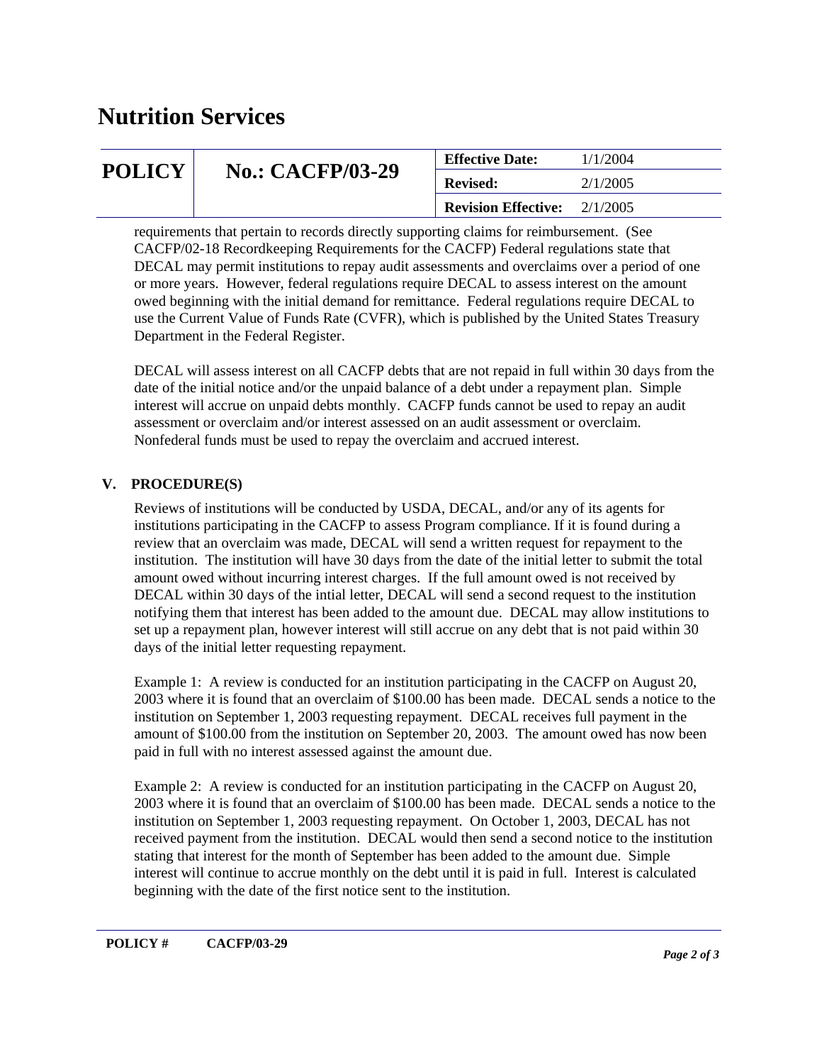requirements that pertain to records directly supporting claims for reimbursement. (See CACFP/02-18 Recordkeeping Requirements for the CACFP) Federal regulations state that DECAL may permit institutions to repay audit assessments and overclaims over a period of one or more years. However, federal regulations require DECAL to assess interest on the amount owed beginning with the initial demand for remittance. Federal regulations require DECAL to use the Current Value of Funds Rate (CVFR), which is published by the United States Treasury Department in the Federal Register.

DECAL will assess interest on all CACFP debts that are not repaid in full within 30 days from the date of the initial notice and/or the unpaid balance of a debt under a repayment plan. Simple interest will accrue on unpaid debts monthly. CACFP funds cannot be used to repay an audit assessment or overclaim and/or interest assessed on an audit assessment or overclaim. Nonfederal funds must be used to repay the overclaim and accrued interest.

## V. PROCEDURE(S)

Reviews of institutions will be conducted by USDA, DECAL, and/or any of its agents for institutions participating in the CACFP to assess Program compliance. If it is found during a review that an overclaim was made, DECAL will send a written request for repayment to the institution. The institution will have 30 days from the date of the initial letter to submit the total amount owed without incurring interest charges. If the full amount owed is not received by DECAL within 30 days of the intial letter, DECAL will send a second request to the institution notifying them that interest has been added to the amount due. DECAL may allow institutions to set up a repayment plan, however interest will still accrue on any debt that is not paid within 30 days of the initial letter requesting repayment.

Example 1: A review is conducted for an institution participating in the CACFP on August 20, 2003 where it is found that an overclaim of $100.00 has been made. DECAL sends a notice to the institution on September 1, 2003 requesting repayment. DECAL receives full payment in the amount of $100.00 from the institution on September 20, 2003. The amount owed has now been paid in full with no interest assessed against the amount due.

Example 2: A review is conducted for an institution participating in the CACFP on August 20, 2003 where it is found that an overclaim of $100.00 has been made. DECAL sends a notice to the institution on September 1, 2003 requesting repayment. On October 1, 2003, DECAL has not received payment from the institution. DECAL would then send a second notice to the institution stating that interest for the month of September has been added to the amount due. Simple interest will continue to accrue monthly on the debt until it is paid in full. Interest is calculated beginning with the date of the first notice sent to the institution.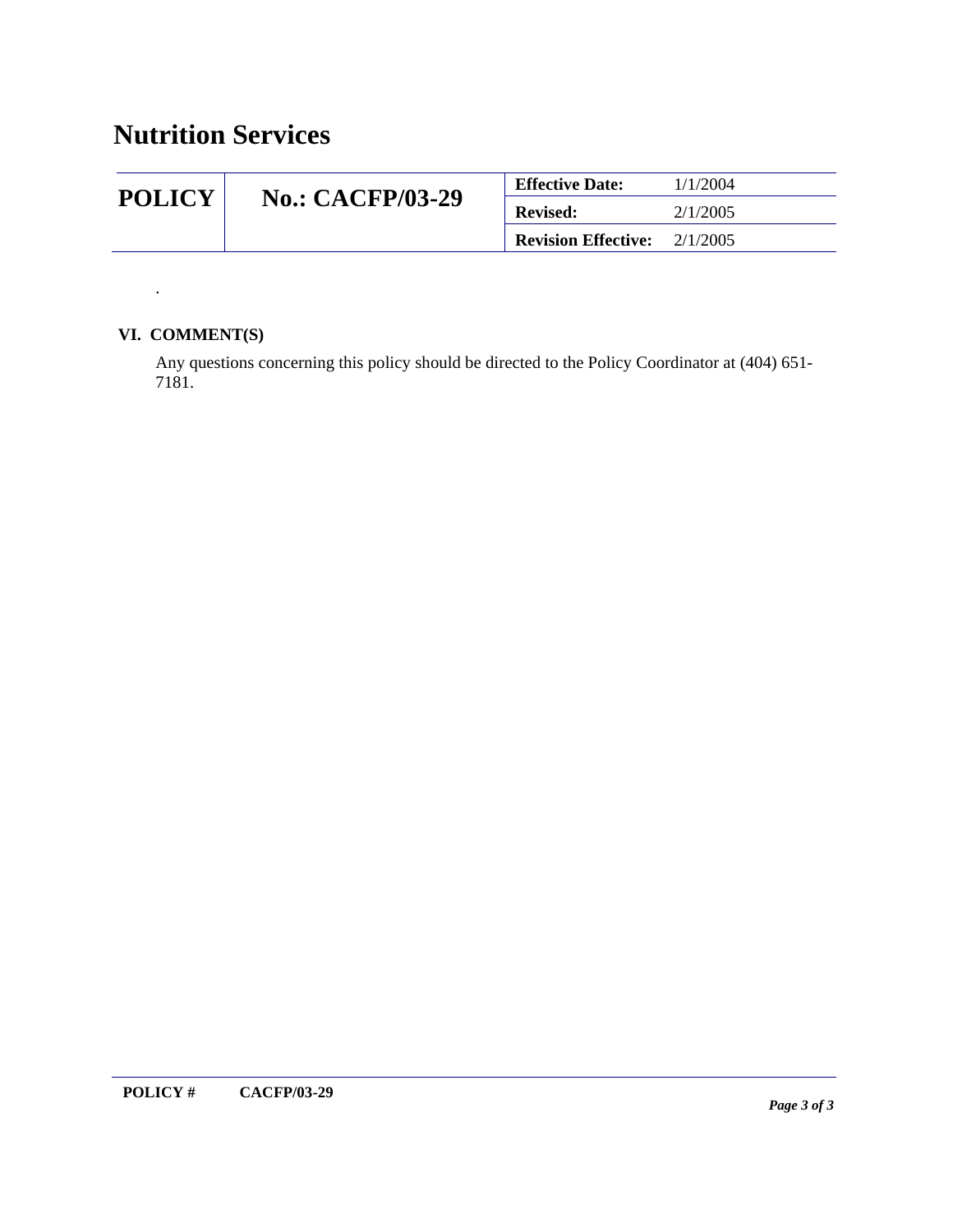.

**VI. COMMENT(S)**

Any questions concerning this policy should be directed to the Policy Coordinator at (404) 651-7181.